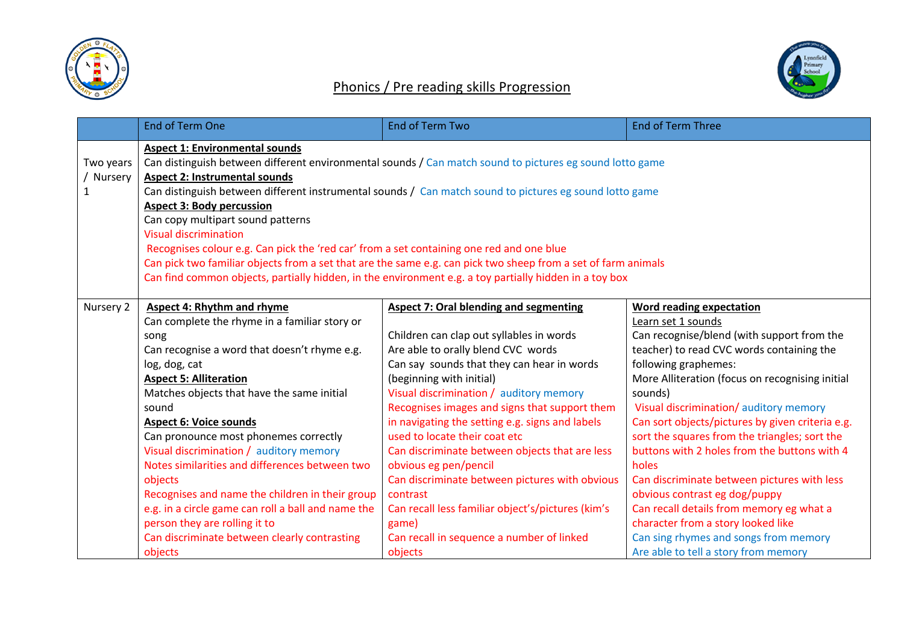# Phonics / Pre reading skills Progression

| | End of Term One | End of Term Two | End of Term Three |
|---|---|---|---|
| Two years / Nursery 1 | **Aspect 1: Environmental sounds**<br>Can distinguish between different environmental sounds / Can match sound to pictures eg sound lotto game<br>**Aspect 2: Instrumental sounds**<br>Can distinguish between different instrumental sounds / Can match sound to pictures eg sound lotto game<br>**Aspect 3: Body percussion**<br>Can copy multipart sound patterns<br>Visual discrimination<br>Recognises colour e.g. Can pick the 'red car' from a set containing one red and one blue<br>Can pick two familiar objects from a set that are the same e.g. can pick two sheep from a set of farm animals<br>Can find common objects, partially hidden, in the environment e.g. a toy partially hidden in a toy box | | |
| Nursery 2 | **Aspect 4: Rhythm and rhyme**<br>Can complete the rhyme in a familiar story or song<br>Can recognise a word that doesn't rhyme e.g. log, dog, cat<br>**Aspect 5: Alliteration**<br>Matches objects that have the same initial sound<br>**Aspect 6: Voice sounds**<br>Can pronounce most phonemes correctly<br>Visual discrimination / auditory memory<br>Notes similarities and differences between two objects<br>Recognises and name the children in their group e.g. in a circle game can roll a ball and name the person they are rolling it to<br>Can discriminate between clearly contrasting objects | **Aspect 7: Oral blending and segmenting**<br><br>Children can clap out syllables in words<br>Are able to orally blend CVC words<br>Can say sounds that they can hear in words (beginning with initial)<br>Visual discrimination / auditory memory<br>Recognises images and signs that support them in navigating the setting e.g. signs and labels used to locate their coat etc<br>Can discriminate between objects that are less obvious eg pen/pencil<br>Can discriminate between pictures with obvious contrast<br>Can recall less familiar object's/pictures (kim's game)<br>Can recall in sequence a number of linked objects | **Word reading expectation**<br>Learn set 1 sounds<br>Can recognise/blend (with support from the teacher) to read CVC words containing the following graphemes:<br>More Alliteration (focus on recognising initial sounds)<br>Visual discrimination/ auditory memory<br>Can sort objects/pictures by given criteria e.g. sort the squares from the triangles; sort the buttons with 2 holes from the buttons with 4 holes<br>Can discriminate between pictures with less obvious contrast eg dog/puppy<br>Can recall details from memory eg what a character from a story looked like<br>Can sing rhymes and songs from memory<br>Are able to tell a story from memory |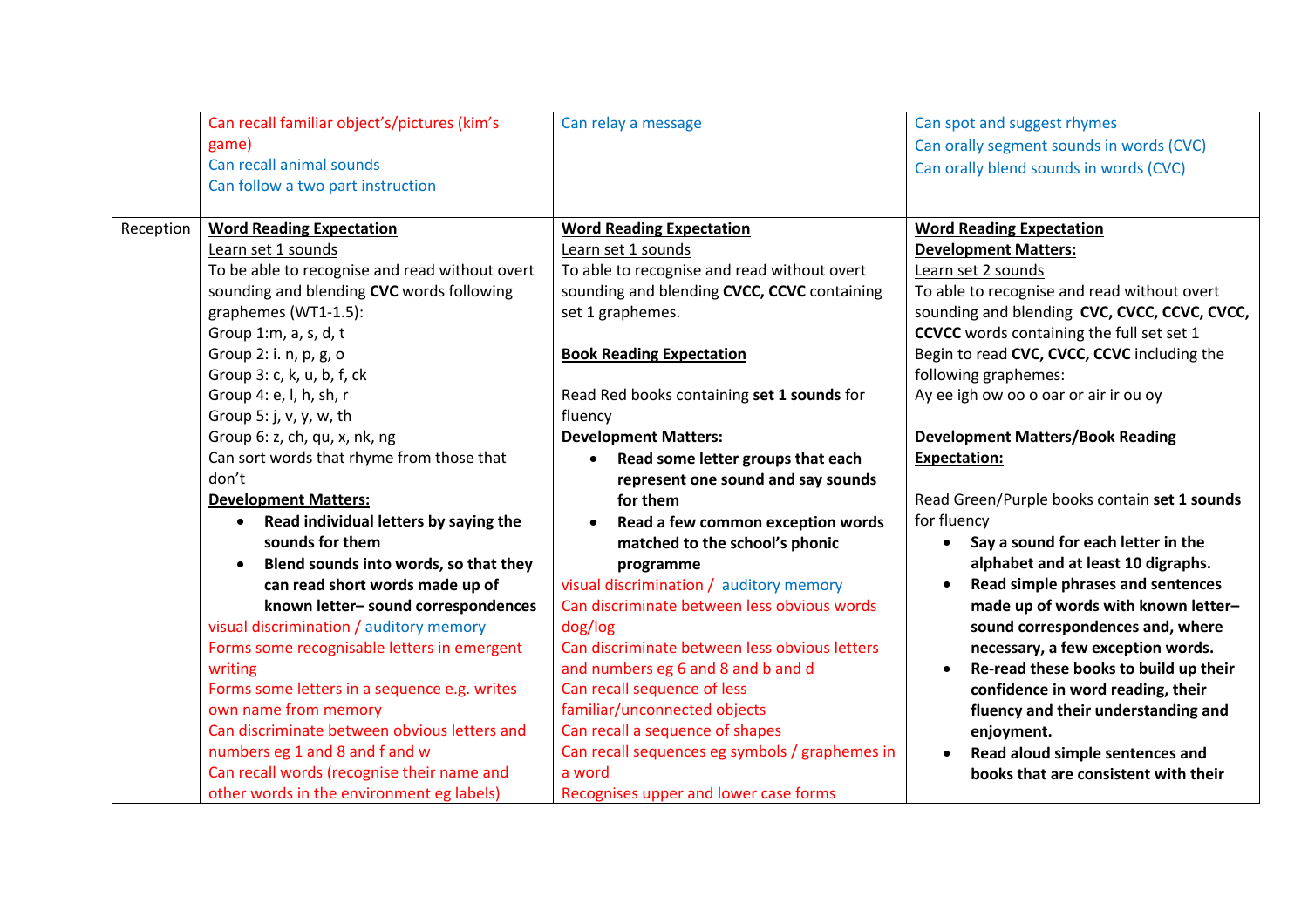| | | | |
|---|---|---|---|
| | Can recall familiar object's/pictures (kim's game)<br>Can recall animal sounds<br>Can follow a two part instruction | Can relay a message | Can spot and suggest rhymes<br>Can orally segment sounds in words (CVC)<br>Can orally blend sounds in words (CVC) |
| Reception | <u>**Word Reading Expectation**</u><br><u>Learn set 1 sounds</u><br>To be able to recognise and read without overt sounding and blending **CVC** words following graphemes (WT1-1.5):<br>Group 1:m, a, s, d, t<br>Group 2: i. n, p, g, o<br>Group 3: c, k, u, b, f, ck<br>Group 4: e, l, h, sh, r<br>Group 5: j, v, y, w, th<br>Group 6: z, ch, qu, x, nk, ng<br>Can sort words that rhyme from those that don't<br><u>**Development Matters:**</u><br>• **Read individual letters by saying the sounds for them**<br>• **Blend sounds into words, so that they can read short words made up of known letter– sound correspondences**<br>visual discrimination / auditory memory<br>Forms some recognisable letters in emergent writing<br>Forms some letters in a sequence e.g. writes own name from memory<br>Can discriminate between obvious letters and numbers eg 1 and 8 and f and w<br>Can recall words (recognise their name and other words in the environment eg labels) | <u>**Word Reading Expectation**</u><br><u>Learn set 1 sounds</u><br>To able to recognise and read without overt sounding and blending **CVCC, CCVC** containing set 1 graphemes.<br><br><u>**Book Reading Expectation**</u><br><br>Read Red books containing **set 1 sounds** for fluency<br><u>**Development Matters:**</u><br>• **Read some letter groups that each represent one sound and say sounds for them**<br>• **Read a few common exception words matched to the school's phonic programme**<br>visual discrimination / auditory memory<br>Can discriminate between less obvious words dog/log<br>Can discriminate between less obvious letters and numbers eg 6 and 8 and b and d<br>Can recall sequence of less familiar/unconnected objects<br>Can recall a sequence of shapes<br>Can recall sequences eg symbols / graphemes in a word<br>Recognises upper and lower case forms | <u>**Word Reading Expectation**</u><br><u>**Development Matters:**</u><br><u>Learn set 2 sounds</u><br>To able to recognise and read without overt sounding and blending **CVC, CVCC, CCVC, CVCC, CCVCC** words containing the full set set 1<br>Begin to read **CVC, CVCC, CCVC** including the following graphemes:<br>Ay ee igh ow oo o oar or air ir ou oy<br><br><u>**Development Matters/Book Reading Expectation:**</u><br><br>Read Green/Purple books contain **set 1 sounds** for fluency<br>• **Say a sound for each letter in the alphabet and at least 10 digraphs.**<br>• **Read simple phrases and sentences made up of words with known letter– sound correspondences and, where necessary, a few exception words.**<br>• **Re-read these books to build up their confidence in word reading, their fluency and their understanding and enjoyment.**<br>• **Read aloud simple sentences and books that are consistent with their** |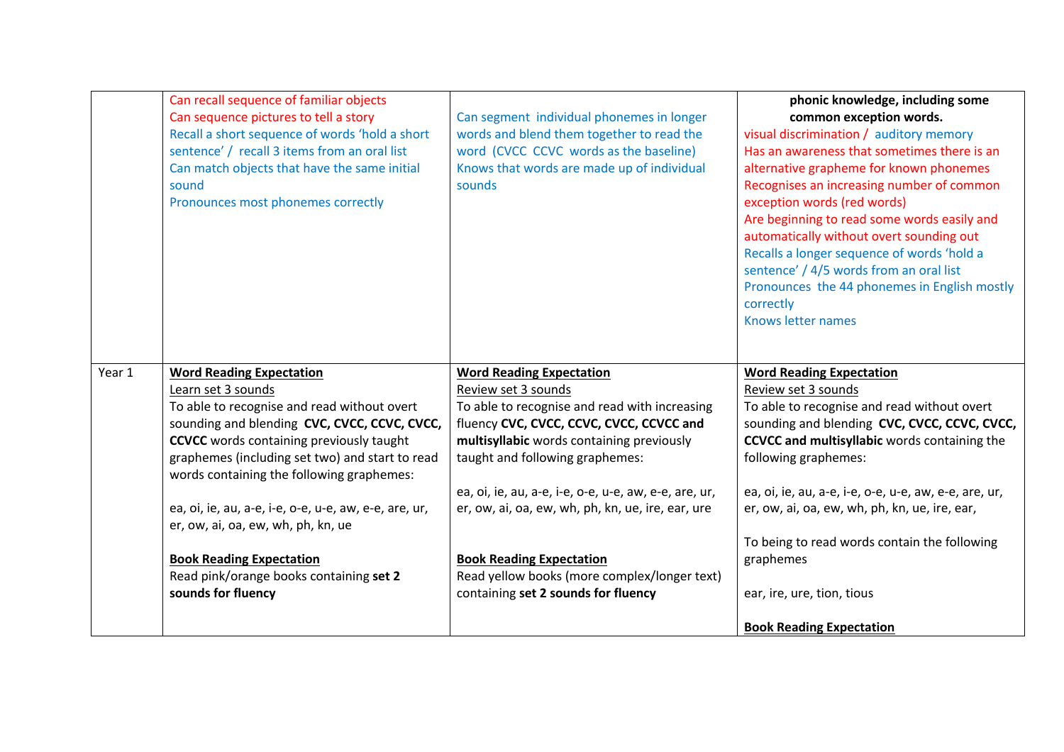|  |  |  |  |
|---|---|---|---|
|  | Can recall sequence of familiar objects<br>Can sequence pictures to tell a story<br>Recall a short sequence of words 'hold a short sentence' / recall 3 items from an oral list<br>Can match objects that have the same initial sound<br>Pronounces most phonemes correctly | Can segment individual phonemes in longer words and blend them together to read the word (CVCC CCVC words as the baseline)<br>Knows that words are made up of individual sounds | **phonic knowledge, including some common exception words.**<br>visual discrimination / auditory memory<br>Has an awareness that sometimes there is an alternative grapheme for known phonemes<br>Recognises an increasing number of common exception words (red words)<br>Are beginning to read some words easily and automatically without overt sounding out<br>Recalls a longer sequence of words 'hold a sentence' / 4/5 words from an oral list<br>Pronounces the 44 phonemes in English mostly correctly<br>Knows letter names |
| Year 1 | <u>**Word Reading Expectation**</u><br><u>Learn set 3 sounds</u><br>To able to recognise and read without overt sounding and blending **CVC, CVCC, CCVC, CVCC, CCVCC** words containing previously taught graphemes (including set two) and start to read words containing the following graphemes:<br><br>ea, oi, ie, au, a-e, i-e, o-e, u-e, aw, e-e, are, ur, er, ow, ai, oa, ew, wh, ph, kn, ue<br><br><u>**Book Reading Expectation**</u><br>Read pink/orange books containing **set 2 sounds for fluency** | <u>**Word Reading Expectation**</u><br><u>Review set 3 sounds</u><br>To able to recognise and read with increasing fluency **CVC, CVCC, CCVC, CVCC, CCVCC and multisyllabic** words containing previously taught and following graphemes:<br><br>ea, oi, ie, au, a-e, i-e, o-e, u-e, aw, e-e, are, ur, er, ow, ai, oa, ew, wh, ph, kn, ue, ire, ear, ure<br><br><u>**Book Reading Expectation**</u><br>Read yellow books (more complex/longer text) containing **set 2 sounds for fluency** | <u>**Word Reading Expectation**</u><br><u>Review set 3 sounds</u><br>To able to recognise and read without overt sounding and blending **CVC, CVCC, CCVC, CVCC, CCVCC and multisyllabic** words containing the following graphemes:<br><br>ea, oi, ie, au, a-e, i-e, o-e, u-e, aw, e-e, are, ur, er, ow, ai, oa, ew, wh, ph, kn, ue, ire, ear,<br><br>To being to read words contain the following graphemes<br><br>ear, ire, ure, tion, tious<br><br><u>**Book Reading Expectation**</u> |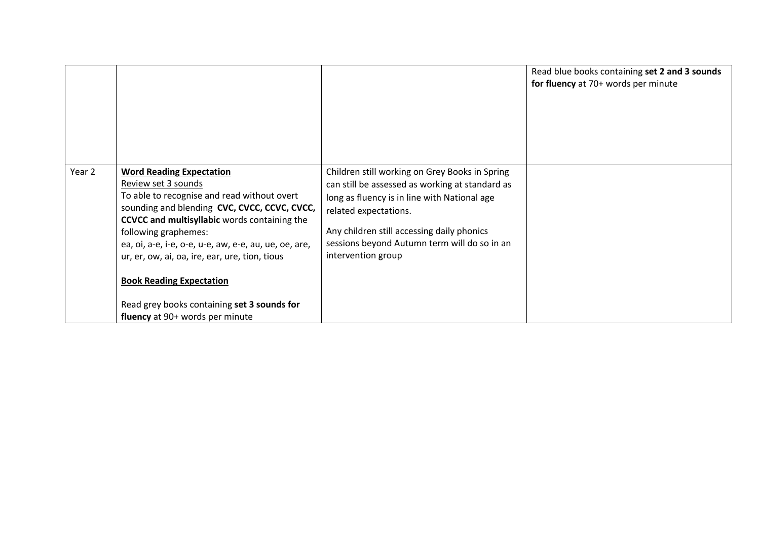| | | | |
|---|---|---|---|
| | | | Read blue books containing **set 2 and 3 sounds for fluency** at 70+ words per minute |
| Year 2 | <u>**Word Reading Expectation**</u><br><u>Review set 3 sounds</u><br>To able to recognise and read without overt sounding and blending **CVC, CVCC, CCVC, CVCC, CCVCC and multisyllabic** words containing the following graphemes:<br>ea, oi, a-e, i-e, o-e, u-e, aw, e-e, au, ue, oe, are, ur, er, ow, ai, oa, ire, ear, ure, tion, tious<br><br><u>**Book Reading Expectation**</u><br><br>Read grey books containing **set 3 sounds for fluency** at 90+ words per minute | Children still working on Grey Books in Spring can still be assessed as working at standard as long as fluency is in line with National age related expectations.<br><br>Any children still accessing daily phonics sessions beyond Autumn term will do so in an intervention group | |